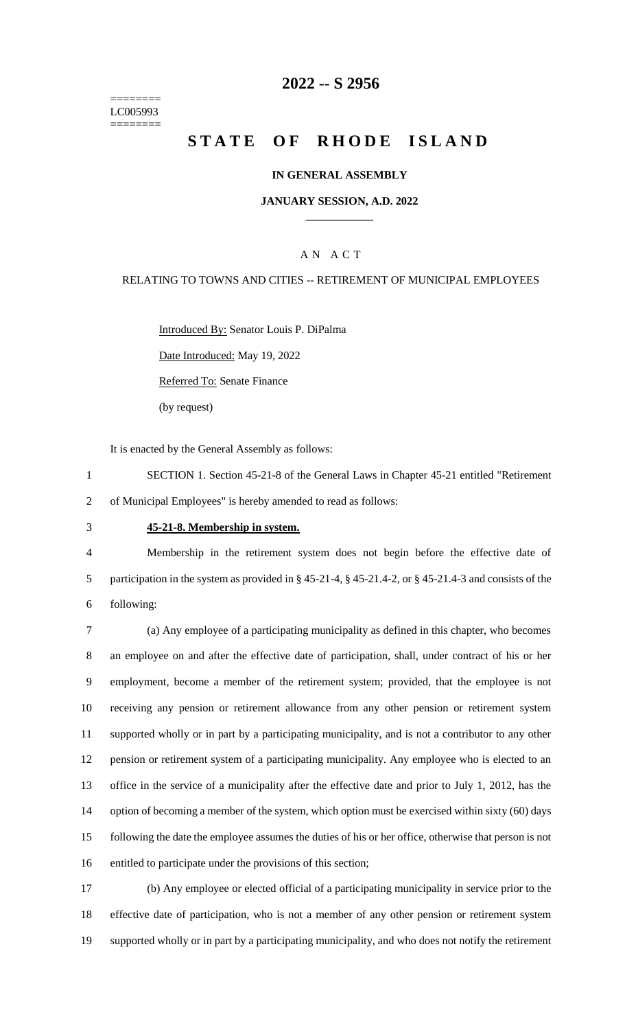========
LC005993
========

# 2022 -- S 2956

# STATE OF RHODE ISLAND

### IN GENERAL ASSEMBLY

### JANUARY SESSION, A.D. 2022

### A N A C T

RELATING TO TOWNS AND CITIES -- RETIREMENT OF MUNICIPAL EMPLOYEES

Introduced By: Senator Louis P. DiPalma

Date Introduced: May 19, 2022

Referred To: Senate Finance

(by request)

It is enacted by the General Assembly as follows:

SECTION 1. Section 45-21-8 of the General Laws in Chapter 45-21 entitled "Retirement of Municipal Employees" is hereby amended to read as follows:

**45-21-8. Membership in system.**

Membership in the retirement system does not begin before the effective date of participation in the system as provided in § 45-21-4, § 45-21.4-2, or § 45-21.4-3 and consists of the following:

(a) Any employee of a participating municipality as defined in this chapter, who becomes an employee on and after the effective date of participation, shall, under contract of his or her employment, become a member of the retirement system; provided, that the employee is not receiving any pension or retirement allowance from any other pension or retirement system supported wholly or in part by a participating municipality, and is not a contributor to any other pension or retirement system of a participating municipality. Any employee who is elected to an office in the service of a municipality after the effective date and prior to July 1, 2012, has the option of becoming a member of the system, which option must be exercised within sixty (60) days following the date the employee assumes the duties of his or her office, otherwise that person is not entitled to participate under the provisions of this section;

(b) Any employee or elected official of a participating municipality in service prior to the effective date of participation, who is not a member of any other pension or retirement system supported wholly or in part by a participating municipality, and who does not notify the retirement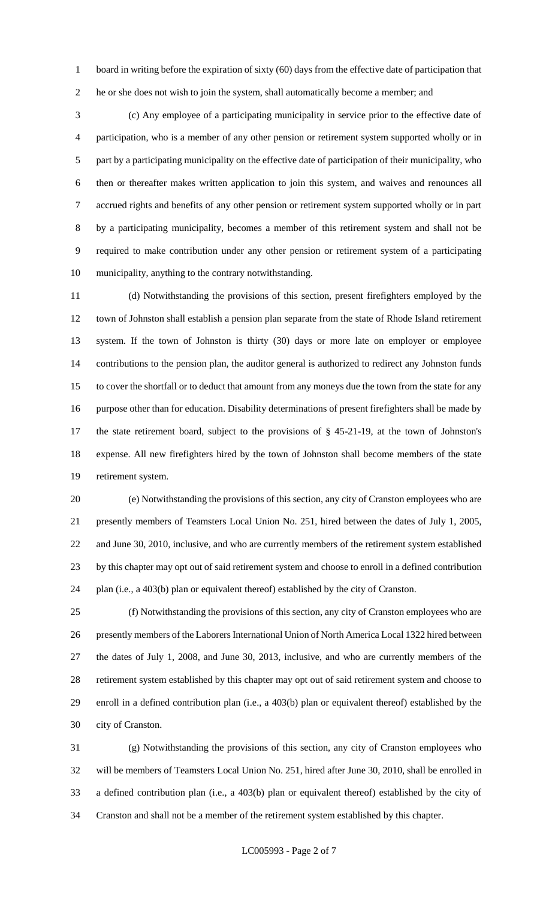board in writing before the expiration of sixty (60) days from the effective date of participation that he or she does not wish to join the system, shall automatically become a member; and

(c) Any employee of a participating municipality in service prior to the effective date of participation, who is a member of any other pension or retirement system supported wholly or in part by a participating municipality on the effective date of participation of their municipality, who then or thereafter makes written application to join this system, and waives and renounces all accrued rights and benefits of any other pension or retirement system supported wholly or in part by a participating municipality, becomes a member of this retirement system and shall not be required to make contribution under any other pension or retirement system of a participating municipality, anything to the contrary notwithstanding.

(d) Notwithstanding the provisions of this section, present firefighters employed by the town of Johnston shall establish a pension plan separate from the state of Rhode Island retirement system. If the town of Johnston is thirty (30) days or more late on employer or employee contributions to the pension plan, the auditor general is authorized to redirect any Johnston funds to cover the shortfall or to deduct that amount from any moneys due the town from the state for any purpose other than for education. Disability determinations of present firefighters shall be made by the state retirement board, subject to the provisions of § 45-21-19, at the town of Johnston's expense. All new firefighters hired by the town of Johnston shall become members of the state retirement system.

(e) Notwithstanding the provisions of this section, any city of Cranston employees who are presently members of Teamsters Local Union No. 251, hired between the dates of July 1, 2005, and June 30, 2010, inclusive, and who are currently members of the retirement system established by this chapter may opt out of said retirement system and choose to enroll in a defined contribution plan (i.e., a 403(b) plan or equivalent thereof) established by the city of Cranston.

(f) Notwithstanding the provisions of this section, any city of Cranston employees who are presently members of the Laborers International Union of North America Local 1322 hired between the dates of July 1, 2008, and June 30, 2013, inclusive, and who are currently members of the retirement system established by this chapter may opt out of said retirement system and choose to enroll in a defined contribution plan (i.e., a 403(b) plan or equivalent thereof) established by the city of Cranston.

(g) Notwithstanding the provisions of this section, any city of Cranston employees who will be members of Teamsters Local Union No. 251, hired after June 30, 2010, shall be enrolled in a defined contribution plan (i.e., a 403(b) plan or equivalent thereof) established by the city of Cranston and shall not be a member of the retirement system established by this chapter.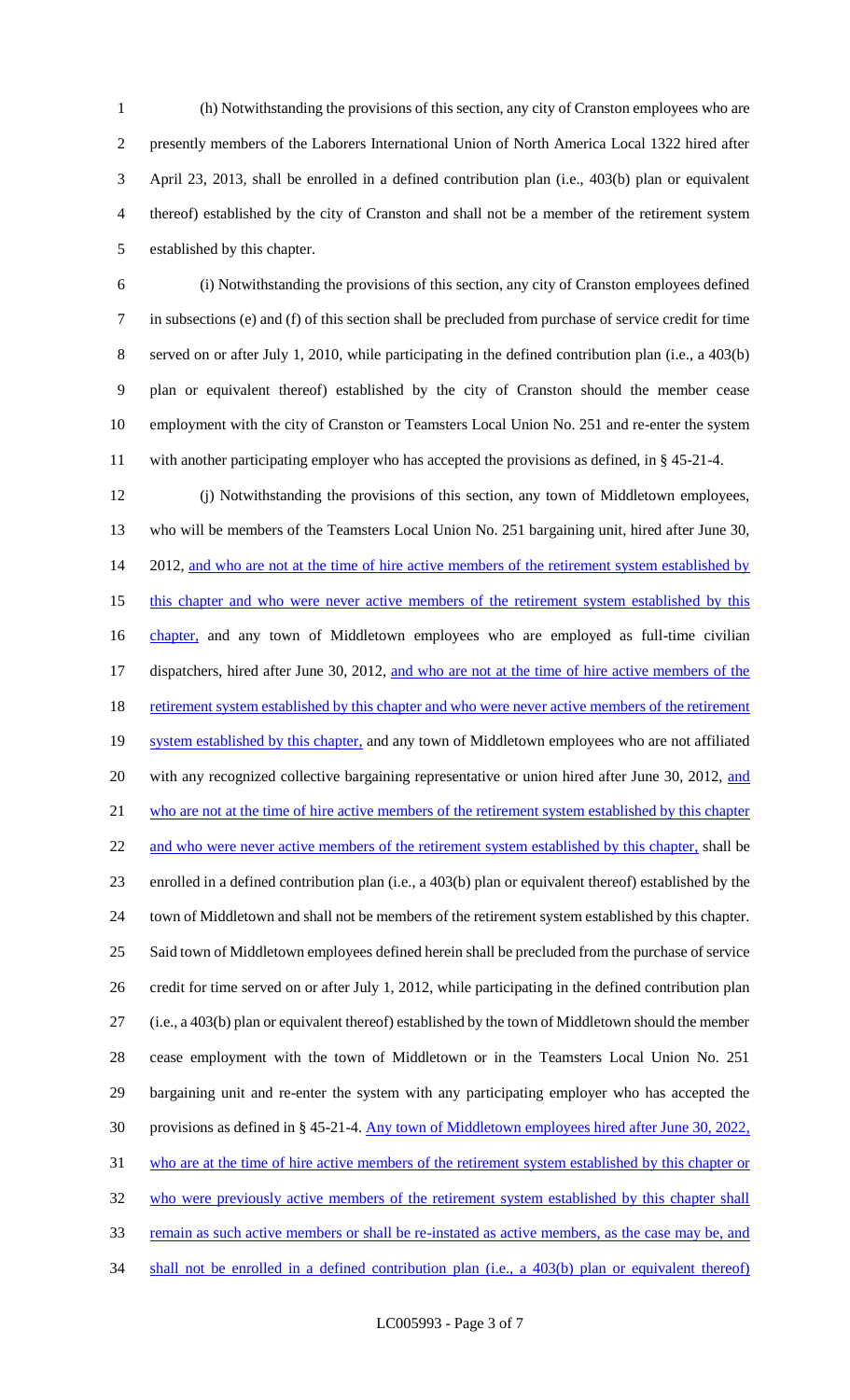(h) Notwithstanding the provisions of this section, any city of Cranston employees who are presently members of the Laborers International Union of North America Local 1322 hired after April 23, 2013, shall be enrolled in a defined contribution plan (i.e., 403(b) plan or equivalent thereof) established by the city of Cranston and shall not be a member of the retirement system established by this chapter.

(i) Notwithstanding the provisions of this section, any city of Cranston employees defined in subsections (e) and (f) of this section shall be precluded from purchase of service credit for time served on or after July 1, 2010, while participating in the defined contribution plan (i.e., a 403(b) plan or equivalent thereof) established by the city of Cranston should the member cease employment with the city of Cranston or Teamsters Local Union No. 251 and re-enter the system with another participating employer who has accepted the provisions as defined, in § 45-21-4.

(j) Notwithstanding the provisions of this section, any town of Middletown employees, who will be members of the Teamsters Local Union No. 251 bargaining unit, hired after June 30, 2012, and who are not at the time of hire active members of the retirement system established by this chapter and who were never active members of the retirement system established by this chapter, and any town of Middletown employees who are employed as full-time civilian dispatchers, hired after June 30, 2012, and who are not at the time of hire active members of the retirement system established by this chapter and who were never active members of the retirement system established by this chapter, and any town of Middletown employees who are not affiliated with any recognized collective bargaining representative or union hired after June 30, 2012, and who are not at the time of hire active members of the retirement system established by this chapter and who were never active members of the retirement system established by this chapter, shall be enrolled in a defined contribution plan (i.e., a 403(b) plan or equivalent thereof) established by the town of Middletown and shall not be members of the retirement system established by this chapter. Said town of Middletown employees defined herein shall be precluded from the purchase of service credit for time served on or after July 1, 2012, while participating in the defined contribution plan (i.e., a 403(b) plan or equivalent thereof) established by the town of Middletown should the member cease employment with the town of Middletown or in the Teamsters Local Union No. 251 bargaining unit and re-enter the system with any participating employer who has accepted the provisions as defined in § 45-21-4. Any town of Middletown employees hired after June 30, 2022, who are at the time of hire active members of the retirement system established by this chapter or who were previously active members of the retirement system established by this chapter shall remain as such active members or shall be re-instated as active members, as the case may be, and shall not be enrolled in a defined contribution plan (i.e., a 403(b) plan or equivalent thereof)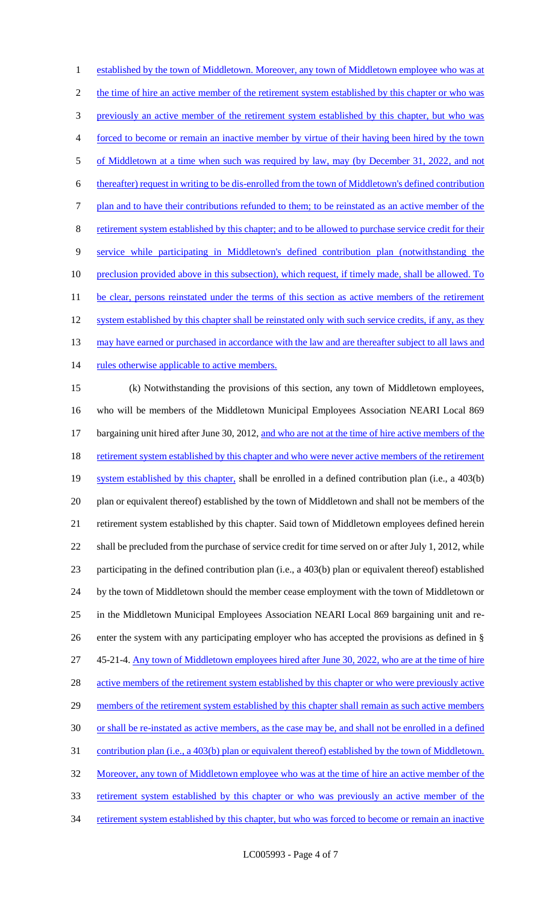established by the town of Middletown. Moreover, any town of Middletown employee who was at the time of hire an active member of the retirement system established by this chapter or who was previously an active member of the retirement system established by this chapter, but who was forced to become or remain an inactive member by virtue of their having been hired by the town of Middletown at a time when such was required by law, may (by December 31, 2022, and not thereafter) request in writing to be dis-enrolled from the town of Middletown's defined contribution plan and to have their contributions refunded to them; to be reinstated as an active member of the retirement system established by this chapter; and to be allowed to purchase service credit for their service while participating in Middletown's defined contribution plan (notwithstanding the preclusion provided above in this subsection), which request, if timely made, shall be allowed. To be clear, persons reinstated under the terms of this section as active members of the retirement system established by this chapter shall be reinstated only with such service credits, if any, as they may have earned or purchased in accordance with the law and are thereafter subject to all laws and rules otherwise applicable to active members.

(k) Notwithstanding the provisions of this section, any town of Middletown employees, who will be members of the Middletown Municipal Employees Association NEARI Local 869 bargaining unit hired after June 30, 2012, and who are not at the time of hire active members of the retirement system established by this chapter and who were never active members of the retirement system established by this chapter, shall be enrolled in a defined contribution plan (i.e., a 403(b) plan or equivalent thereof) established by the town of Middletown and shall not be members of the retirement system established by this chapter. Said town of Middletown employees defined herein shall be precluded from the purchase of service credit for time served on or after July 1, 2012, while participating in the defined contribution plan (i.e., a 403(b) plan or equivalent thereof) established by the town of Middletown should the member cease employment with the town of Middletown or in the Middletown Municipal Employees Association NEARI Local 869 bargaining unit and re-enter the system with any participating employer who has accepted the provisions as defined in § 45-21-4. Any town of Middletown employees hired after June 30, 2022, who are at the time of hire active members of the retirement system established by this chapter or who were previously active members of the retirement system established by this chapter shall remain as such active members or shall be re-instated as active members, as the case may be, and shall not be enrolled in a defined contribution plan (i.e., a 403(b) plan or equivalent thereof) established by the town of Middletown. Moreover, any town of Middletown employee who was at the time of hire an active member of the retirement system established by this chapter or who was previously an active member of the retirement system established by this chapter, but who was forced to become or remain an inactive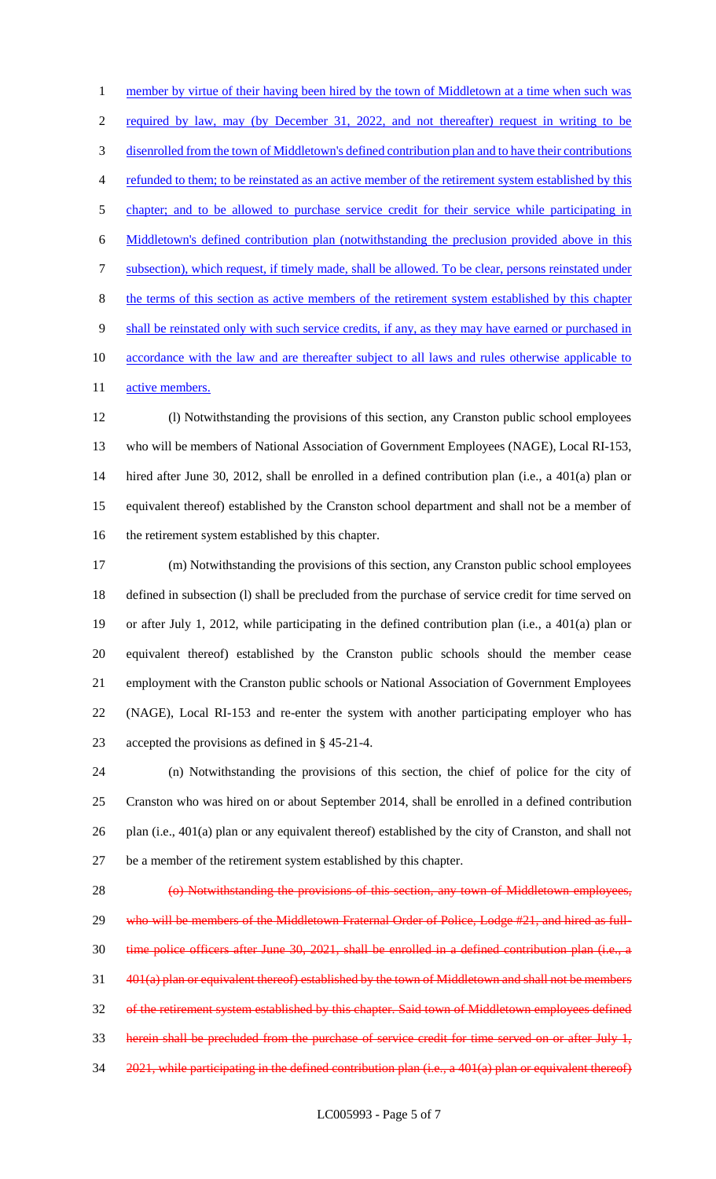member by virtue of their having been hired by the town of Middletown at a time when such was required by law, may (by December 31, 2022, and not thereafter) request in writing to be disenrolled from the town of Middletown's defined contribution plan and to have their contributions refunded to them; to be reinstated as an active member of the retirement system established by this chapter; and to be allowed to purchase service credit for their service while participating in Middletown's defined contribution plan (notwithstanding the preclusion provided above in this subsection), which request, if timely made, shall be allowed. To be clear, persons reinstated under the terms of this section as active members of the retirement system established by this chapter shall be reinstated only with such service credits, if any, as they may have earned or purchased in accordance with the law and are thereafter subject to all laws and rules otherwise applicable to active members.

(l) Notwithstanding the provisions of this section, any Cranston public school employees who will be members of National Association of Government Employees (NAGE), Local RI-153, hired after June 30, 2012, shall be enrolled in a defined contribution plan (i.e., a 401(a) plan or equivalent thereof) established by the Cranston school department and shall not be a member of the retirement system established by this chapter.

(m) Notwithstanding the provisions of this section, any Cranston public school employees defined in subsection (l) shall be precluded from the purchase of service credit for time served on or after July 1, 2012, while participating in the defined contribution plan (i.e., a 401(a) plan or equivalent thereof) established by the Cranston public schools should the member cease employment with the Cranston public schools or National Association of Government Employees (NAGE), Local RI-153 and re-enter the system with another participating employer who has accepted the provisions as defined in § 45-21-4.

(n) Notwithstanding the provisions of this section, the chief of police for the city of Cranston who was hired on or about September 2014, shall be enrolled in a defined contribution plan (i.e., 401(a) plan or any equivalent thereof) established by the city of Cranston, and shall not be a member of the retirement system established by this chapter.

~~(o) Notwithstanding the provisions of this section, any town of Middletown employees, who will be members of the Middletown Fraternal Order of Police, Lodge #21, and hired as full-time police officers after June 30, 2021, shall be enrolled in a defined contribution plan (i.e., a 401(a) plan or equivalent thereof) established by the town of Middletown and shall not be members of the retirement system established by this chapter. Said town of Middletown employees defined herein shall be precluded from the purchase of service credit for time served on or after July 1, 2021, while participating in the defined contribution plan (i.e., a 401(a) plan or equivalent thereof)~~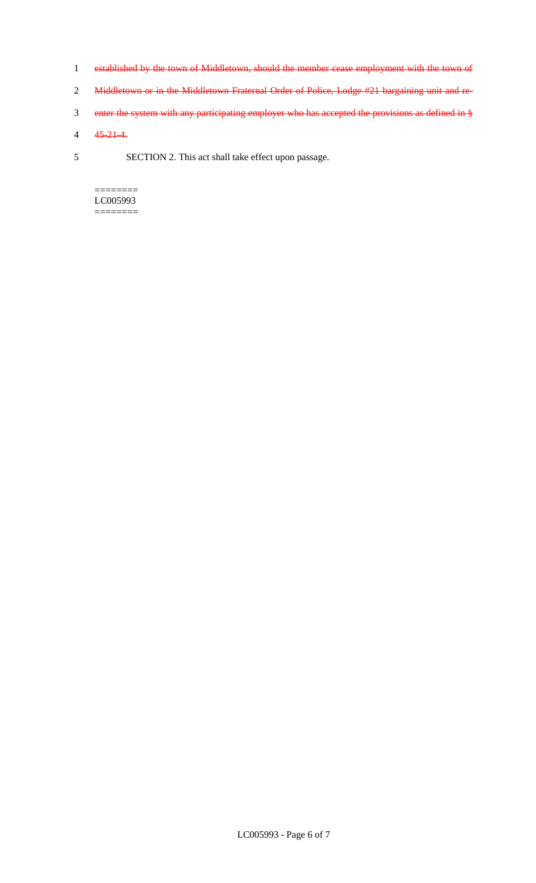~~established by the town of Middletown, should the member cease employment with the town of Middletown or in the Middletown Fraternal Order of Police, Lodge #21 bargaining unit and re-enter the system with any participating employer who has accepted the provisions as defined in § 45-21-4.~~

SECTION 2. This act shall take effect upon passage.

========
LC005993
========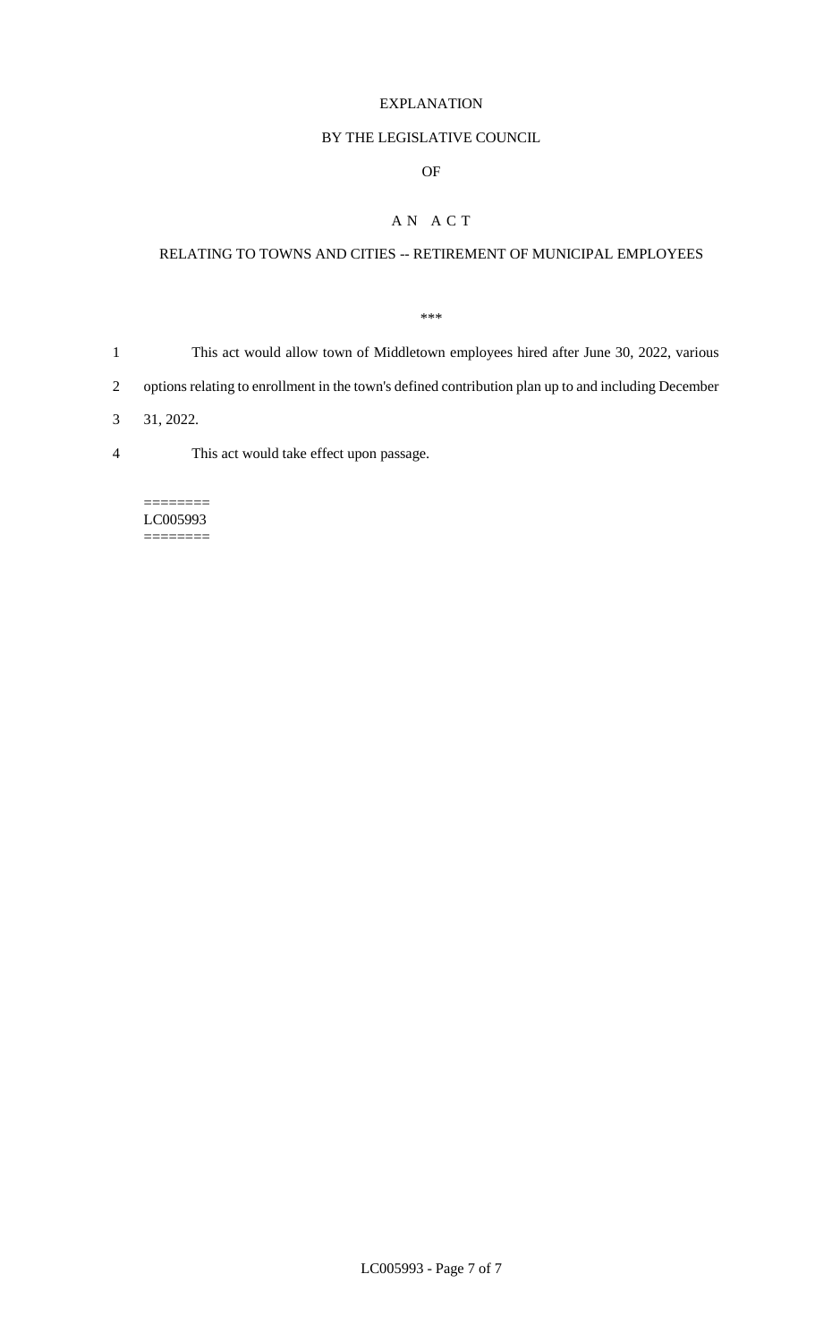EXPLANATION

BY THE LEGISLATIVE COUNCIL

OF

A N A C T

RELATING TO TOWNS AND CITIES -- RETIREMENT OF MUNICIPAL EMPLOYEES

\*\*\*

This act would allow town of Middletown employees hired after June 30, 2022, various options relating to enrollment in the town's defined contribution plan up to and including December 31, 2022.

This act would take effect upon passage.

========
LC005993
========